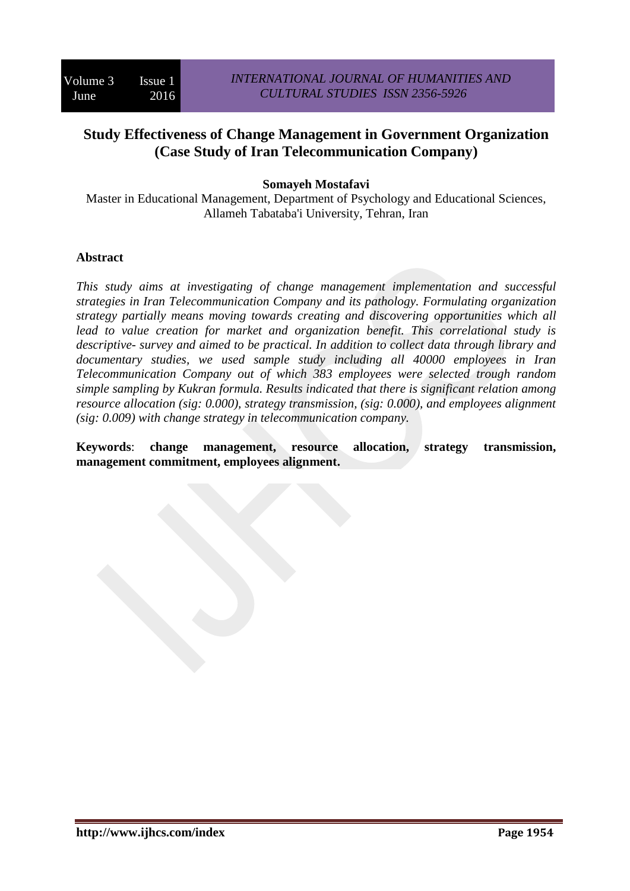# Study Effectiveness of Change Management in Government Organization (Case Study of Iran Telecommunication Company)

**Somayeh Mostafavi**

Master in Educational Management, Department of Psychology and Educational Sciences, Allameh Tabataba'i University, Tehran, Iran

## Abstract

*This study aims at investigating of change management implementation and successful strategies in Iran Telecommunication Company and its pathology. Formulating organization strategy partially means moving towards creating and discovering opportunities which all lead to value creation for market and organization benefit. This correlational study is descriptive- survey and aimed to be practical. In addition to collect data through library and documentary studies, we used sample study including all 40000 employees in Iran Telecommunication Company out of which 383 employees were selected trough random simple sampling by Kukran formula. Results indicated that there is significant relation among resource allocation (sig: 0.000), strategy transmission, (sig: 0.000), and employees alignment (sig: 0.009) with change strategy in telecommunication company.*

**Keywords**: **change management, resource allocation, strategy transmission, management commitment, employees alignment.**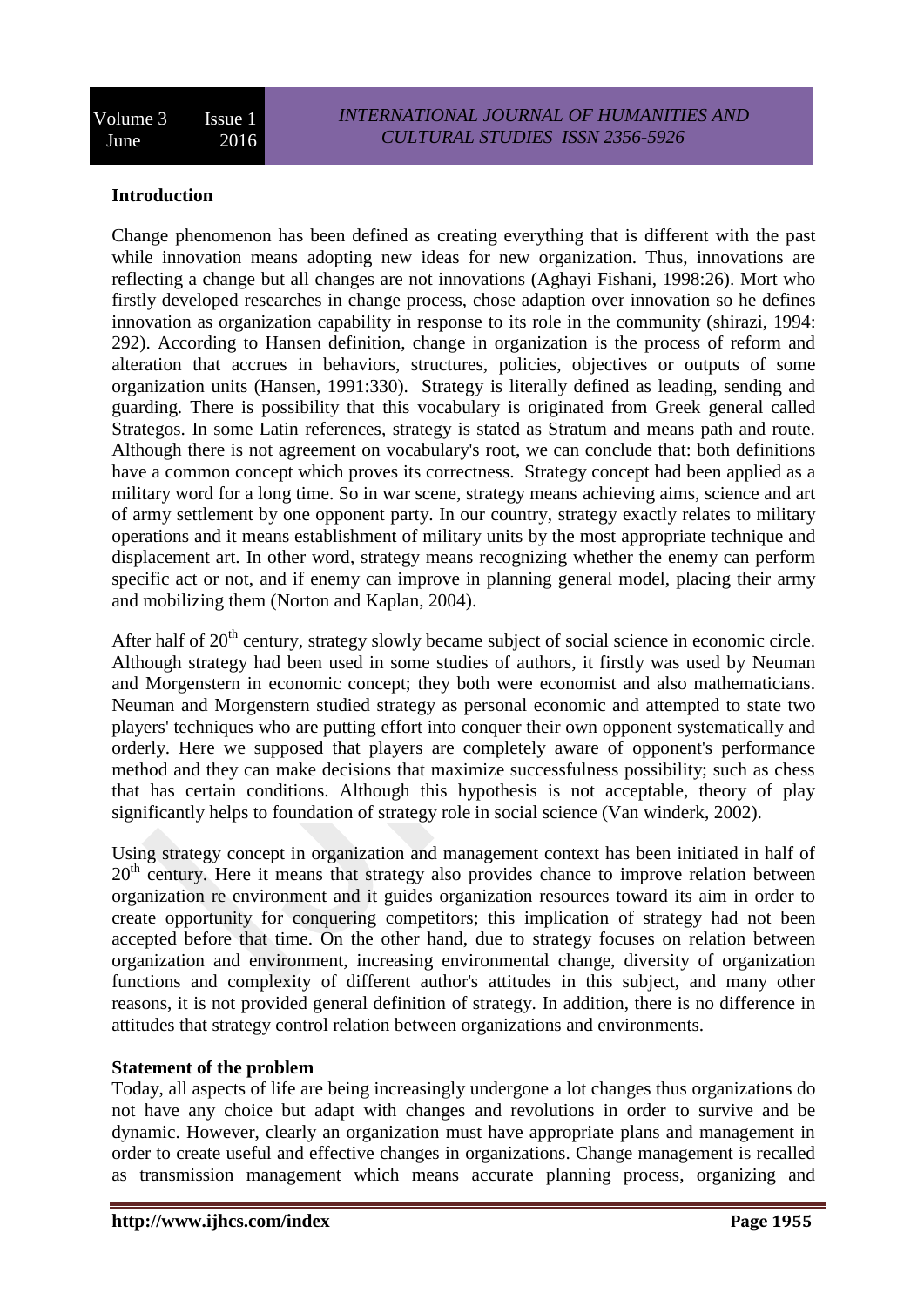**Introduction**

Change phenomenon has been defined as creating everything that is different with the past while innovation means adopting new ideas for new organization. Thus, innovations are reflecting a change but all changes are not innovations (Aghayi Fishani, 1998:26). Mort who firstly developed researches in change process, chose adaption over innovation so he defines innovation as organization capability in response to its role in the community (shirazi, 1994: 292). According to Hansen definition, change in organization is the process of reform and alteration that accrues in behaviors, structures, policies, objectives or outputs of some organization units (Hansen, 1991:330). Strategy is literally defined as leading, sending and guarding. There is possibility that this vocabulary is originated from Greek general called Strategos. In some Latin references, strategy is stated as Stratum and means path and route. Although there is not agreement on vocabulary's root, we can conclude that: both definitions have a common concept which proves its correctness. Strategy concept had been applied as a military word for a long time. So in war scene, strategy means achieving aims, science and art of army settlement by one opponent party. In our country, strategy exactly relates to military operations and it means establishment of military units by the most appropriate technique and displacement art. In other word, strategy means recognizing whether the enemy can perform specific act or not, and if enemy can improve in planning general model, placing their army and mobilizing them (Norton and Kaplan, 2004).

After half of 20th century, strategy slowly became subject of social science in economic circle. Although strategy had been used in some studies of authors, it firstly was used by Neuman and Morgenstern in economic concept; they both were economist and also mathematicians. Neuman and Morgenstern studied strategy as personal economic and attempted to state two players' techniques who are putting effort into conquer their own opponent systematically and orderly. Here we supposed that players are completely aware of opponent's performance method and they can make decisions that maximize successfulness possibility; such as chess that has certain conditions. Although this hypothesis is not acceptable, theory of play significantly helps to foundation of strategy role in social science (Van winderk, 2002).

Using strategy concept in organization and management context has been initiated in half of 20th century. Here it means that strategy also provides chance to improve relation between organization re environment and it guides organization resources toward its aim in order to create opportunity for conquering competitors; this implication of strategy had not been accepted before that time. On the other hand, due to strategy focuses on relation between organization and environment, increasing environmental change, diversity of organization functions and complexity of different author's attitudes in this subject, and many other reasons, it is not provided general definition of strategy. In addition, there is no difference in attitudes that strategy control relation between organizations and environments.

**Statement of the problem**

Today, all aspects of life are being increasingly undergone a lot changes thus organizations do not have any choice but adapt with changes and revolutions in order to survive and be dynamic. However, clearly an organization must have appropriate plans and management in order to create useful and effective changes in organizations. Change management is recalled as transmission management which means accurate planning process, organizing and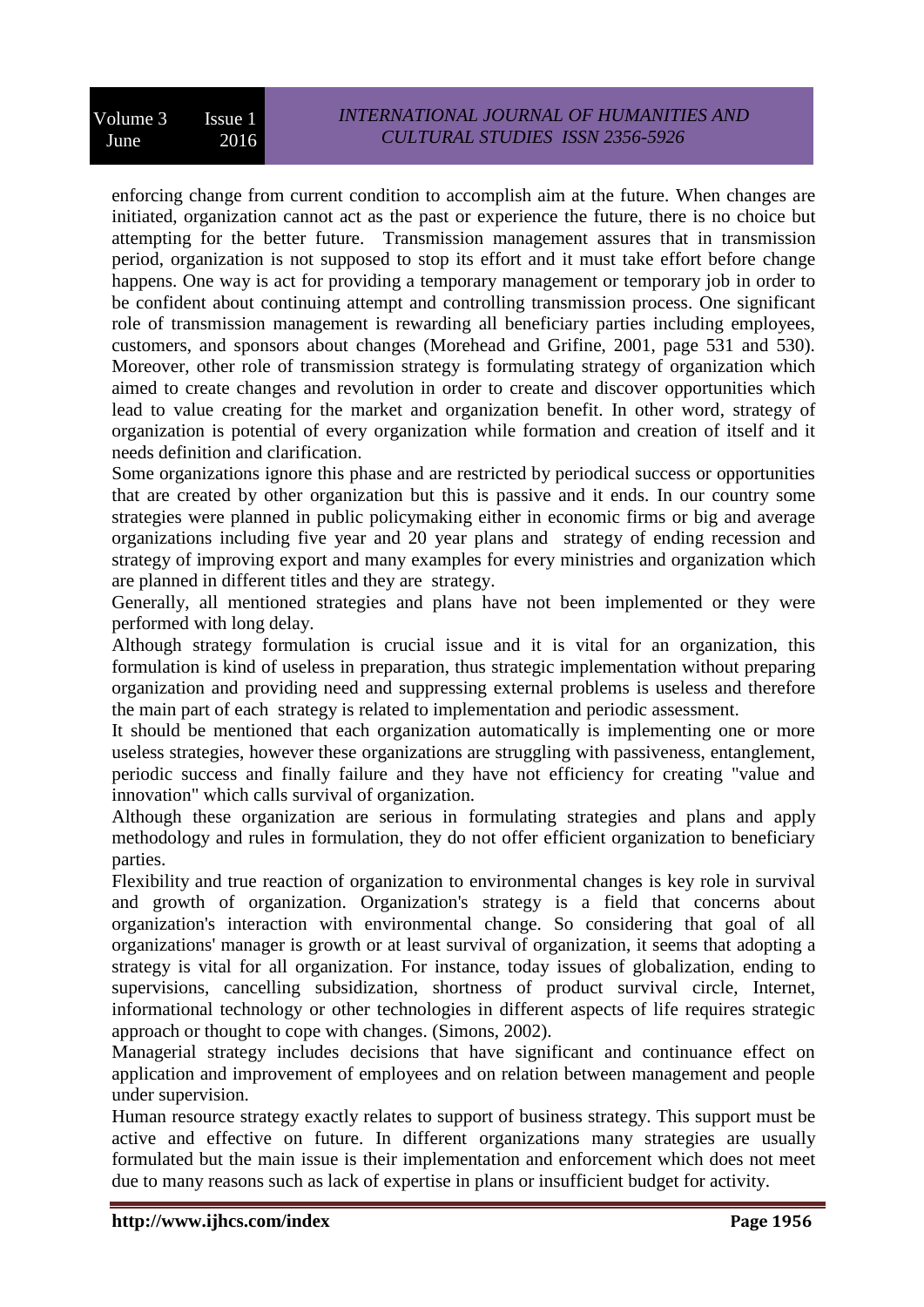enforcing change from current condition to accomplish aim at the future. When changes are initiated, organization cannot act as the past or experience the future, there is no choice but attempting for the better future. Transmission management assures that in transmission period, organization is not supposed to stop its effort and it must take effort before change happens. One way is act for providing a temporary management or temporary job in order to be confident about continuing attempt and controlling transmission process. One significant role of transmission management is rewarding all beneficiary parties including employees, customers, and sponsors about changes (Morehead and Grifine, 2001, page 531 and 530). Moreover, other role of transmission strategy is formulating strategy of organization which aimed to create changes and revolution in order to create and discover opportunities which lead to value creating for the market and organization benefit. In other word, strategy of organization is potential of every organization while formation and creation of itself and it needs definition and clarification.

Some organizations ignore this phase and are restricted by periodical success or opportunities that are created by other organization but this is passive and it ends. In our country some strategies were planned in public policymaking either in economic firms or big and average organizations including five year and 20 year plans and strategy of ending recession and strategy of improving export and many examples for every ministries and organization which are planned in different titles and they are strategy.

Generally, all mentioned strategies and plans have not been implemented or they were performed with long delay.

Although strategy formulation is crucial issue and it is vital for an organization, this formulation is kind of useless in preparation, thus strategic implementation without preparing organization and providing need and suppressing external problems is useless and therefore the main part of each strategy is related to implementation and periodic assessment.

It should be mentioned that each organization automatically is implementing one or more useless strategies, however these organizations are struggling with passiveness, entanglement, periodic success and finally failure and they have not efficiency for creating "value and innovation" which calls survival of organization.

Although these organization are serious in formulating strategies and plans and apply methodology and rules in formulation, they do not offer efficient organization to beneficiary parties.

Flexibility and true reaction of organization to environmental changes is key role in survival and growth of organization. Organization's strategy is a field that concerns about organization's interaction with environmental change. So considering that goal of all organizations' manager is growth or at least survival of organization, it seems that adopting a strategy is vital for all organization. For instance, today issues of globalization, ending to supervisions, cancelling subsidization, shortness of product survival circle, Internet, informational technology or other technologies in different aspects of life requires strategic approach or thought to cope with changes. (Simons, 2002).

Managerial strategy includes decisions that have significant and continuance effect on application and improvement of employees and on relation between management and people under supervision.

Human resource strategy exactly relates to support of business strategy. This support must be active and effective on future. In different organizations many strategies are usually formulated but the main issue is their implementation and enforcement which does not meet due to many reasons such as lack of expertise in plans or insufficient budget for activity.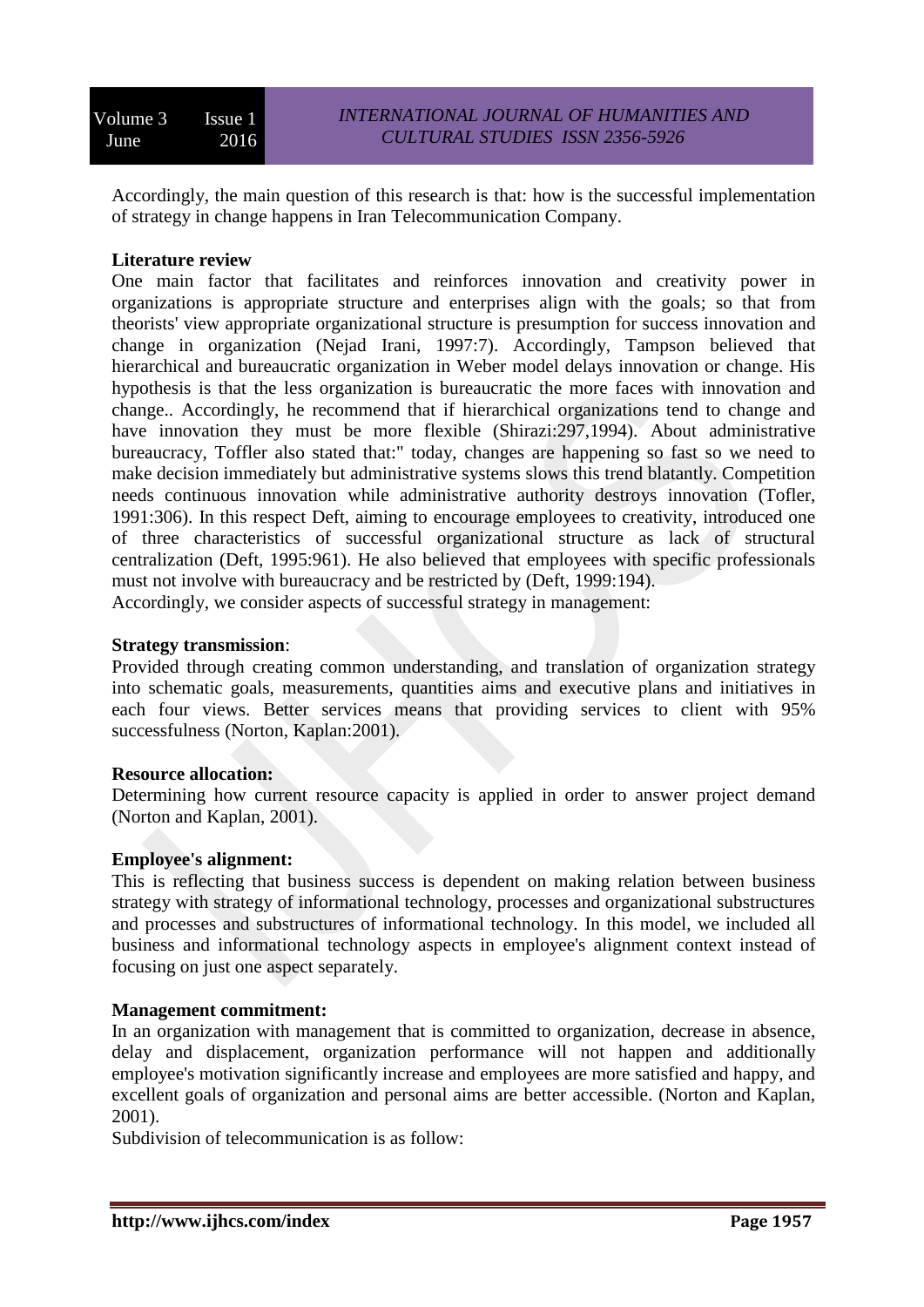Accordingly, the main question of this research is that: how is the successful implementation of strategy in change happens in Iran Telecommunication Company.

**Literature review**

One main factor that facilitates and reinforces innovation and creativity power in organizations is appropriate structure and enterprises align with the goals; so that from theorists' view appropriate organizational structure is presumption for success innovation and change in organization (Nejad Irani, 1997:7). Accordingly, Tampson believed that hierarchical and bureaucratic organization in Weber model delays innovation or change. His hypothesis is that the less organization is bureaucratic the more faces with innovation and change.. Accordingly, he recommend that if hierarchical organizations tend to change and have innovation they must be more flexible (Shirazi:297,1994). About administrative bureaucracy, Toffler also stated that:" today, changes are happening so fast so we need to make decision immediately but administrative systems slows this trend blatantly. Competition needs continuous innovation while administrative authority destroys innovation (Tofler, 1991:306). In this respect Deft, aiming to encourage employees to creativity, introduced one of three characteristics of successful organizational structure as lack of structural centralization (Deft, 1995:961). He also believed that employees with specific professionals must not involve with bureaucracy and be restricted by (Deft, 1999:194).
Accordingly, we consider aspects of successful strategy in management:

**Strategy transmission**:

Provided through creating common understanding, and translation of organization strategy into schematic goals, measurements, quantities aims and executive plans and initiatives in each four views. Better services means that providing services to client with 95% successfulness (Norton, Kaplan:2001).

**Resource allocation:**

Determining how current resource capacity is applied in order to answer project demand (Norton and Kaplan, 2001).

**Employee's alignment:**

This is reflecting that business success is dependent on making relation between business strategy with strategy of informational technology, processes and organizational substructures and processes and substructures of informational technology. In this model, we included all business and informational technology aspects in employee's alignment context instead of focusing on just one aspect separately.

**Management commitment:**

In an organization with management that is committed to organization, decrease in absence, delay and displacement, organization performance will not happen and additionally employee's motivation significantly increase and employees are more satisfied and happy, and excellent goals of organization and personal aims are better accessible. (Norton and Kaplan, 2001).
Subdivision of telecommunication is as follow: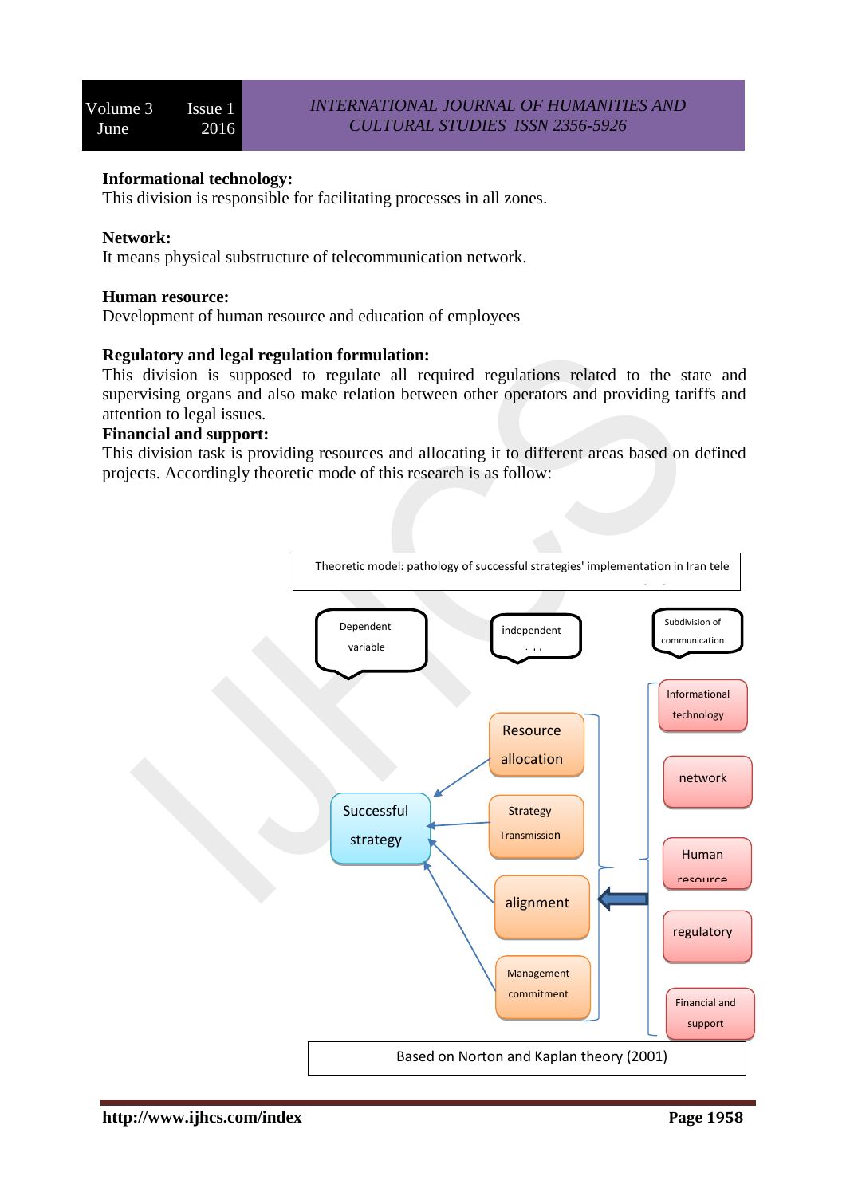**Informational technology:**
This division is responsible for facilitating processes in all zones.

**Network:**
It means physical substructure of telecommunication network.

**Human resource:**
Development of human resource and education of employees

**Regulatory and legal regulation formulation:**
This division is supposed to regulate all required regulations related to the state and supervising organs and also make relation between other operators and providing tariffs and attention to legal issues.

**Financial and support:**
This division task is providing resources and allocating it to different areas based on defined projects. Accordingly theoretic mode of this research is as follow:

Theoretic model: pathology of successful strategies' implementation in Iran tele

Dependent variable | independent | Subdivision of communication

Successful strategy ← Resource allocation, Strategy Transmission, alignment, Management commitment ⇐ Informational technology, network, Human resource, regulatory, Financial and support

Based on Norton and Kaplan theory (2001)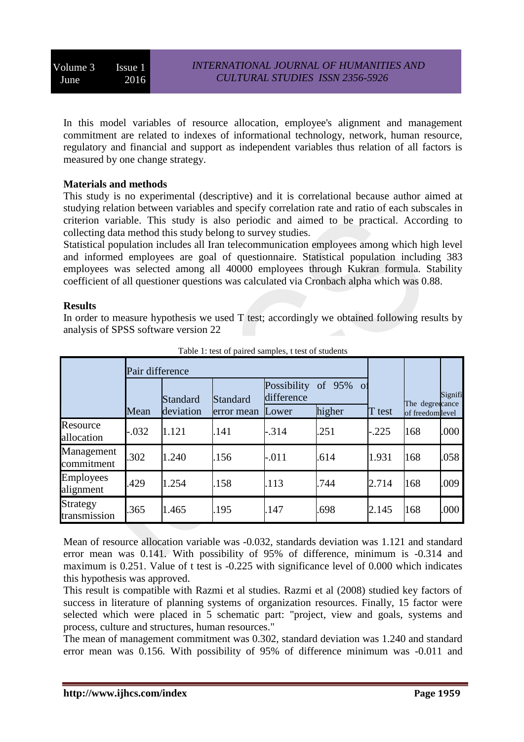In this model variables of resource allocation, employee's alignment and management commitment are related to indexes of informational technology, network, human resource, regulatory and financial and support as independent variables thus relation of all factors is measured by one change strategy.

**Materials and methods**

This study is no experimental (descriptive) and it is correlational because author aimed at studying relation between variables and specify correlation rate and ratio of each subscales in criterion variable. This study is also periodic and aimed to be practical. According to collecting data method this study belong to survey studies.

Statistical population includes all Iran telecommunication employees among which high level and informed employees are goal of questionnaire. Statistical population including 383 employees was selected among all 40000 employees through Kukran formula. Stability coefficient of all questioner questions was calculated via Cronbach alpha which was 0.88.

**Results**

In order to measure hypothesis we used T test; accordingly we obtained following results by analysis of SPSS software version 22

Table 1: test of paired samples, t test of students

| | Pair difference | | | | | T test | The degree of freedom | Significance level |
|---|---|---|---|---|---|---|---|---|
| | Mean | Standard deviation | Standard error mean | Possibility of 95% of difference | | | | |
| | | | | Lower | higher | | | |
| Resource allocation | -.032 | 1.121 | .141 | -.314 | .251 | -.225 | 168 | .000 |
| Management commitment | .302 | 1.240 | .156 | -.011 | .614 | 1.931 | 168 | .058 |
| Employees alignment | .429 | 1.254 | .158 | .113 | .744 | 2.714 | 168 | .009 |
| Strategy transmission | .365 | 1.465 | .195 | .147 | .698 | 2.145 | 168 | .000 |

Mean of resource allocation variable was -0.032, standards deviation was 1.121 and standard error mean was 0.141. With possibility of 95% of difference, minimum is -0.314 and maximum is 0.251. Value of t test is -0.225 with significance level of 0.000 which indicates this hypothesis was approved.

This result is compatible with Razmi et al studies. Razmi et al (2008) studied key factors of success in literature of planning systems of organization resources. Finally, 15 factor were selected which were placed in 5 schematic part: "project, view and goals, systems and process, culture and structures, human resources."

The mean of management commitment was 0.302, standard deviation was 1.240 and standard error mean was 0.156. With possibility of 95% of difference minimum was -0.011 and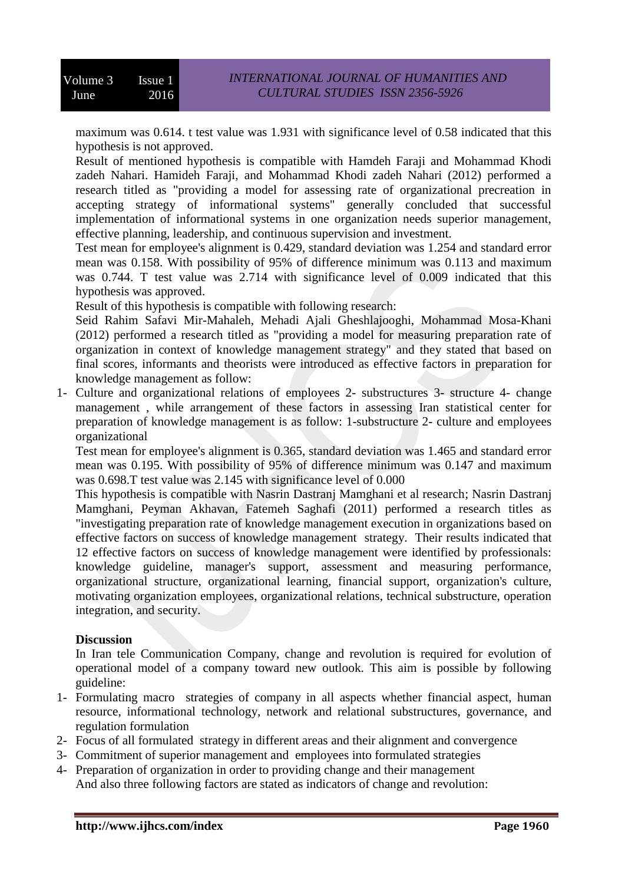maximum was 0.614. t test value was 1.931 with significance level of 0.58 indicated that this hypothesis is not approved.

Result of mentioned hypothesis is compatible with Hamdeh Faraji and Mohammad Khodi zadeh Nahari. Hamideh Faraji, and Mohammad Khodi zadeh Nahari (2012) performed a research titled as "providing a model for assessing rate of organizational precreation in accepting strategy of informational systems" generally concluded that successful implementation of informational systems in one organization needs superior management, effective planning, leadership, and continuous supervision and investment.

Test mean for employee's alignment is 0.429, standard deviation was 1.254 and standard error mean was 0.158. With possibility of 95% of difference minimum was 0.113 and maximum was 0.744. T test value was 2.714 with significance level of 0.009 indicated that this hypothesis was approved.

Result of this hypothesis is compatible with following research:

Seid Rahim Safavi Mir-Mahaleh, Mehadi Ajali Gheshlajooghi, Mohammad Mosa-Khani (2012) performed a research titled as "providing a model for measuring preparation rate of organization in context of knowledge management strategy" and they stated that based on final scores, informants and theorists were introduced as effective factors in preparation for knowledge management as follow:

1- Culture and organizational relations of employees 2- substructures 3- structure 4- change management , while arrangement of these factors in assessing Iran statistical center for preparation of knowledge management is as follow: 1-substructure 2- culture and employees organizational

Test mean for employee's alignment is 0.365, standard deviation was 1.465 and standard error mean was 0.195. With possibility of 95% of difference minimum was 0.147 and maximum was 0.698.T test value was 2.145 with significance level of 0.000

This hypothesis is compatible with Nasrin Dastranj Mamghani et al research; Nasrin Dastranj Mamghani, Peyman Akhavan, Fatemeh Saghafi (2011) performed a research titles as "investigating preparation rate of knowledge management execution in organizations based on effective factors on success of knowledge management strategy. Their results indicated that 12 effective factors on success of knowledge management were identified by professionals: knowledge guideline, manager's support, assessment and measuring performance, organizational structure, organizational learning, financial support, organization's culture, motivating organization employees, organizational relations, technical substructure, operation integration, and security.

**Discussion**

In Iran tele Communication Company, change and revolution is required for evolution of operational model of a company toward new outlook. This aim is possible by following guideline:

1- Formulating macro strategies of company in all aspects whether financial aspect, human resource, informational technology, network and relational substructures, governance, and regulation formulation
2- Focus of all formulated strategy in different areas and their alignment and convergence
3- Commitment of superior management and employees into formulated strategies
4- Preparation of organization in order to providing change and their management

And also three following factors are stated as indicators of change and revolution: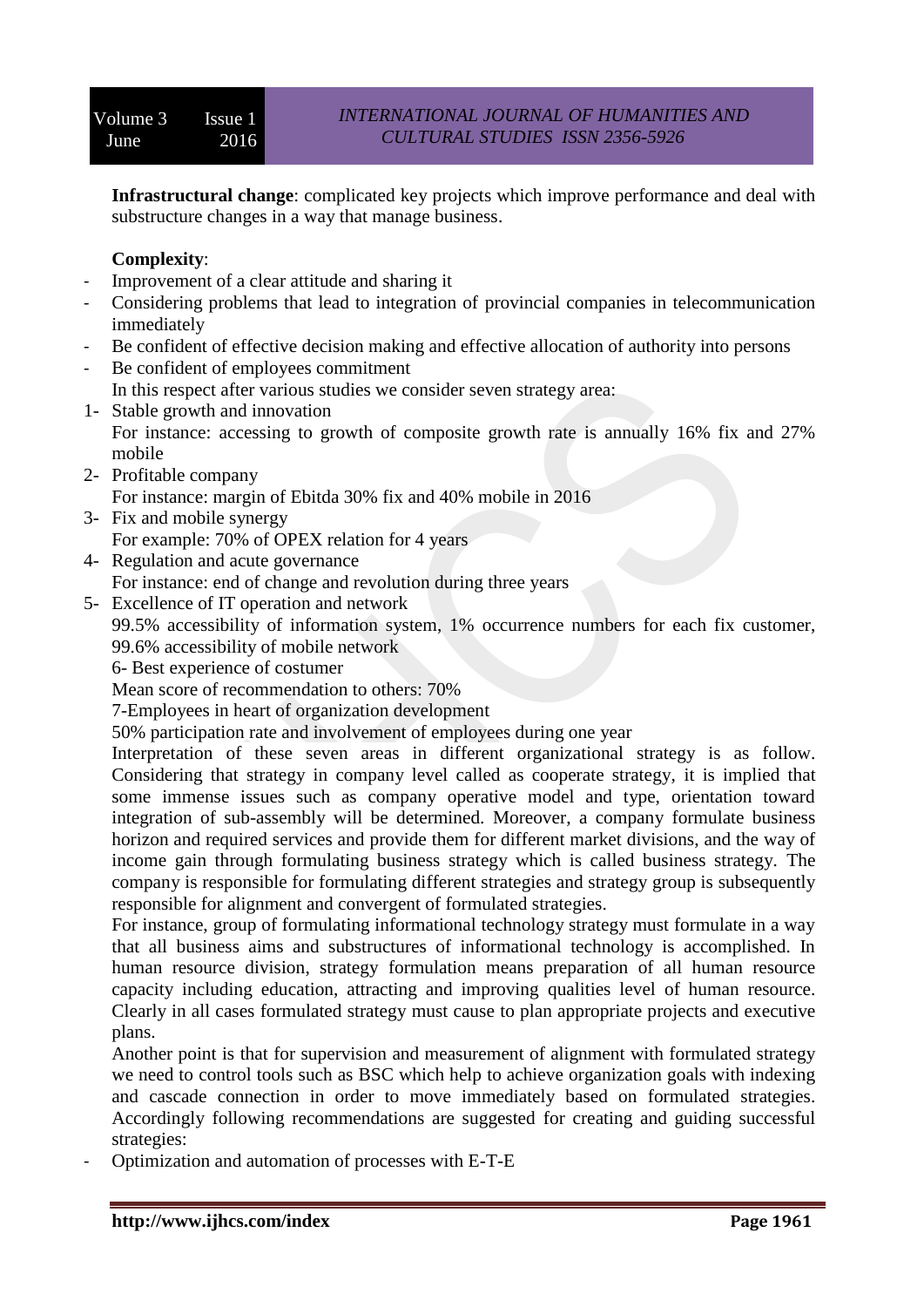**Infrastructural change**: complicated key projects which improve performance and deal with substructure changes in a way that manage business.

**Complexity**:

- Improvement of a clear attitude and sharing it
- Considering problems that lead to integration of provincial companies in telecommunication immediately
- Be confident of effective decision making and effective allocation of authority into persons
- Be confident of employees commitment

In this respect after various studies we consider seven strategy area:

1- Stable growth and innovation
For instance: accessing to growth of composite growth rate is annually 16% fix and 27% mobile
2- Profitable company
For instance: margin of Ebitda 30% fix and 40% mobile in 2016
3- Fix and mobile synergy
For example: 70% of OPEX relation for 4 years
4- Regulation and acute governance
For instance: end of change and revolution during three years
5- Excellence of IT operation and network
99.5% accessibility of information system, 1% occurrence numbers for each fix customer, 99.6% accessibility of mobile network
6- Best experience of costumer
Mean score of recommendation to others: 70%
7-Employees in heart of organization development
50% participation rate and involvement of employees during one year

Interpretation of these seven areas in different organizational strategy is as follow. Considering that strategy in company level called as cooperate strategy, it is implied that some immense issues such as company operative model and type, orientation toward integration of sub-assembly will be determined. Moreover, a company formulate business horizon and required services and provide them for different market divisions, and the way of income gain through formulating business strategy which is called business strategy. The company is responsible for formulating different strategies and strategy group is subsequently responsible for alignment and convergent of formulated strategies.

For instance, group of formulating informational technology strategy must formulate in a way that all business aims and substructures of informational technology is accomplished. In human resource division, strategy formulation means preparation of all human resource capacity including education, attracting and improving qualities level of human resource. Clearly in all cases formulated strategy must cause to plan appropriate projects and executive plans.

Another point is that for supervision and measurement of alignment with formulated strategy we need to control tools such as BSC which help to achieve organization goals with indexing and cascade connection in order to move immediately based on formulated strategies. Accordingly following recommendations are suggested for creating and guiding successful strategies:

- Optimization and automation of processes with E-T-E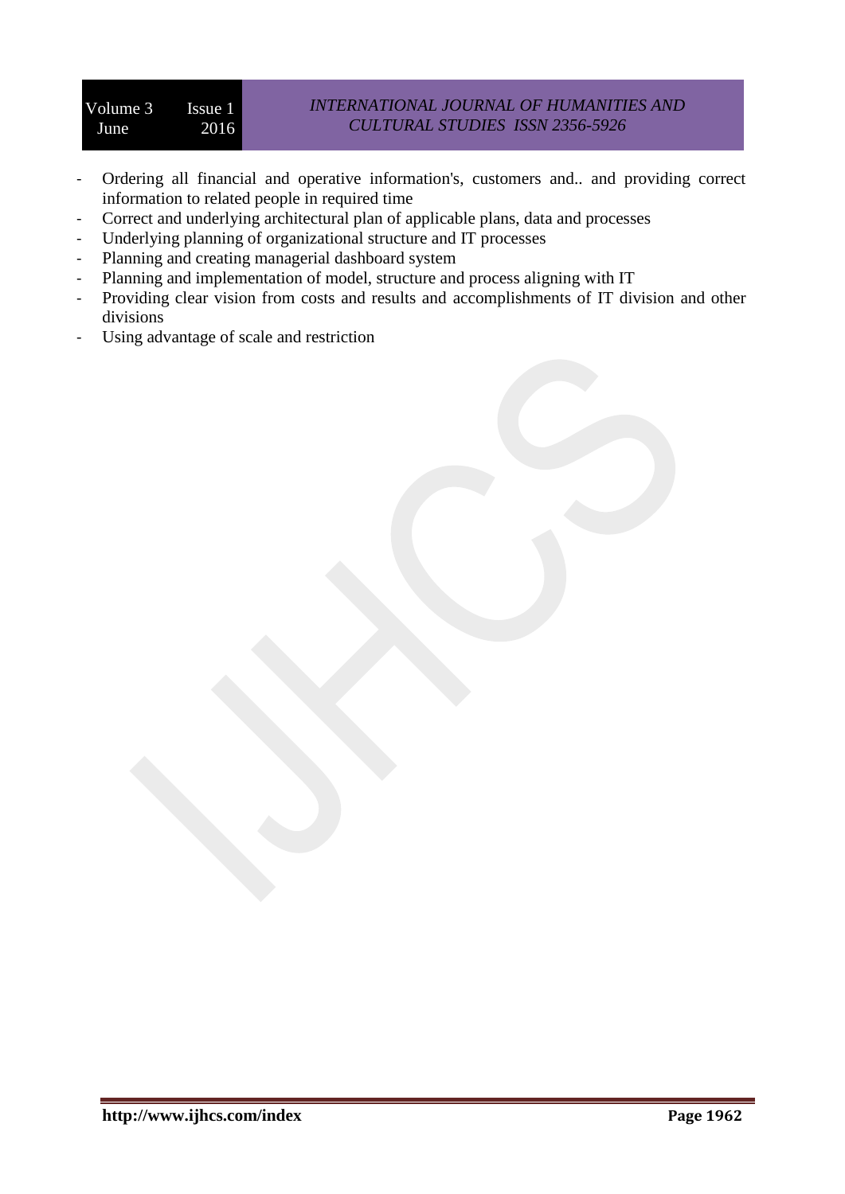- Ordering all financial and operative information's, customers and.. and providing correct information to related people in required time
- Correct and underlying architectural plan of applicable plans, data and processes
- Underlying planning of organizational structure and IT processes
- Planning and creating managerial dashboard system
- Planning and implementation of model, structure and process aligning with IT
- Providing clear vision from costs and results and accomplishments of IT division and other divisions
- Using advantage of scale and restriction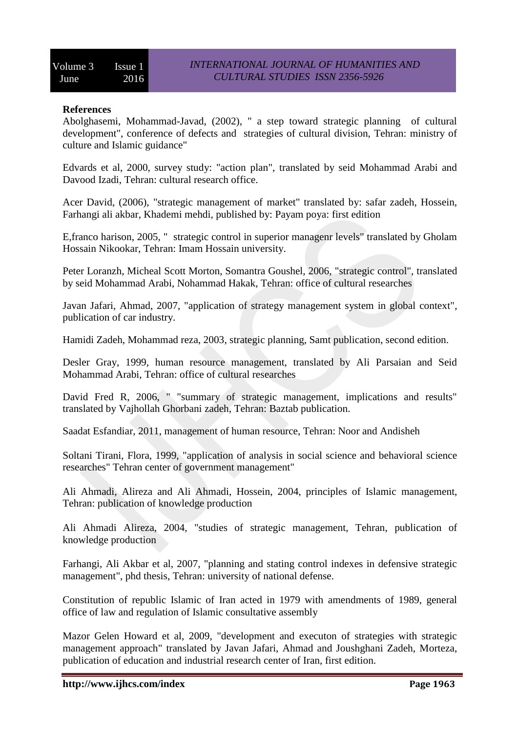**References**

Abolghasemi, Mohammad-Javad, (2002), " a step toward strategic planning of cultural development", conference of defects and strategies of cultural division, Tehran: ministry of culture and Islamic guidance"

Edvards et al, 2000, survey study: "action plan", translated by seid Mohammad Arabi and Davood Izadi, Tehran: cultural research office.

Acer David, (2006), "strategic management of market" translated by: safar zadeh, Hossein, Farhangi ali akbar, Khademi mehdi, published by: Payam poya: first edition

E,franco harison, 2005, " strategic control in superior managenr levels" translated by Gholam Hossain Nikookar, Tehran: Imam Hossain university.

Peter Loranzh, Micheal Scott Morton, Somantra Goushel, 2006, "strategic control", translated by seid Mohammad Arabi, Nohammad Hakak, Tehran: office of cultural researches

Javan Jafari, Ahmad, 2007, "application of strategy management system in global context", publication of car industry.

Hamidi Zadeh, Mohammad reza, 2003, strategic planning, Samt publication, second edition.

Desler Gray, 1999, human resource management, translated by Ali Parsaian and Seid Mohammad Arabi, Tehran: office of cultural researches

David Fred R, 2006, " "summary of strategic management, implications and results" translated by Vajhollah Ghorbani zadeh, Tehran: Baztab publication.

Saadat Esfandiar, 2011, management of human resource, Tehran: Noor and Andisheh

Soltani Tirani, Flora, 1999, "application of analysis in social science and behavioral science researches" Tehran center of government management"

Ali Ahmadi, Alireza and Ali Ahmadi, Hossein, 2004, principles of Islamic management, Tehran: publication of knowledge production

Ali Ahmadi Alireza, 2004, "studies of strategic management, Tehran, publication of knowledge production

Farhangi, Ali Akbar et al, 2007, "planning and stating control indexes in defensive strategic management", phd thesis, Tehran: university of national defense.

Constitution of republic Islamic of Iran acted in 1979 with amendments of 1989, general office of law and regulation of Islamic consultative assembly

Mazor Gelen Howard et al, 2009, "development and executon of strategies with strategic management approach" translated by Javan Jafari, Ahmad and Joushghani Zadeh, Morteza, publication of education and industrial research center of Iran, first edition.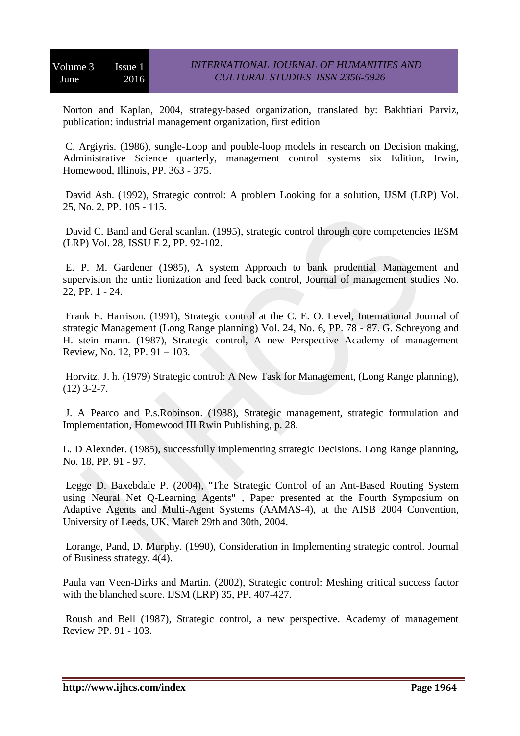Norton and Kaplan, 2004, strategy-based organization, translated by: Bakhtiari Parviz, publication: industrial management organization, first edition

C. Argiyris. (1986), sungle-Loop and pouble-loop models in research on Decision making, Administrative Science quarterly, management control systems six Edition, Irwin, Homewood, Illinois, PP. 363 - 375.

David Ash. (1992), Strategic control: A problem Looking for a solution, IJSM (LRP) Vol. 25, No. 2, PP. 105 - 115.

David C. Band and Geral scanlan. (1995), strategic control through core competencies IESM (LRP) Vol. 28, ISSU E 2, PP. 92-102.

E. P. M. Gardener (1985), A system Approach to bank prudential Management and supervision the untie lionization and feed back control, Journal of management studies No. 22, PP. 1 - 24.

Frank E. Harrison. (1991), Strategic control at the C. E. O. Level, International Journal of strategic Management (Long Range planning) Vol. 24, No. 6, PP. 78 - 87. G. Schreyong and H. stein mann. (1987), Strategic control, A new Perspective Academy of management Review, No. 12, PP. 91 – 103.

Horvitz, J. h. (1979) Strategic control: A New Task for Management, (Long Range planning), (12) 3-2-7.

J. A Pearco and P.s.Robinson. (1988), Strategic management, strategic formulation and Implementation, Homewood III Rwin Publishing, p. 28.

L. D Alexnder. (1985), successfully implementing strategic Decisions. Long Range planning, No. 18, PP. 91 - 97.

Legge D. Baxebdale P. (2004), "The Strategic Control of an Ant-Based Routing System using Neural Net Q-Learning Agents" , Paper presented at the Fourth Symposium on Adaptive Agents and Multi-Agent Systems (AAMAS-4), at the AISB 2004 Convention, University of Leeds, UK, March 29th and 30th, 2004.

Lorange, Pand, D. Murphy. (1990), Consideration in Implementing strategic control. Journal of Business strategy. 4(4).

Paula van Veen-Dirks and Martin. (2002), Strategic control: Meshing critical success factor with the blanched score. IJSM (LRP) 35, PP. 407-427.

Roush and Bell (1987), Strategic control, a new perspective. Academy of management Review PP. 91 - 103.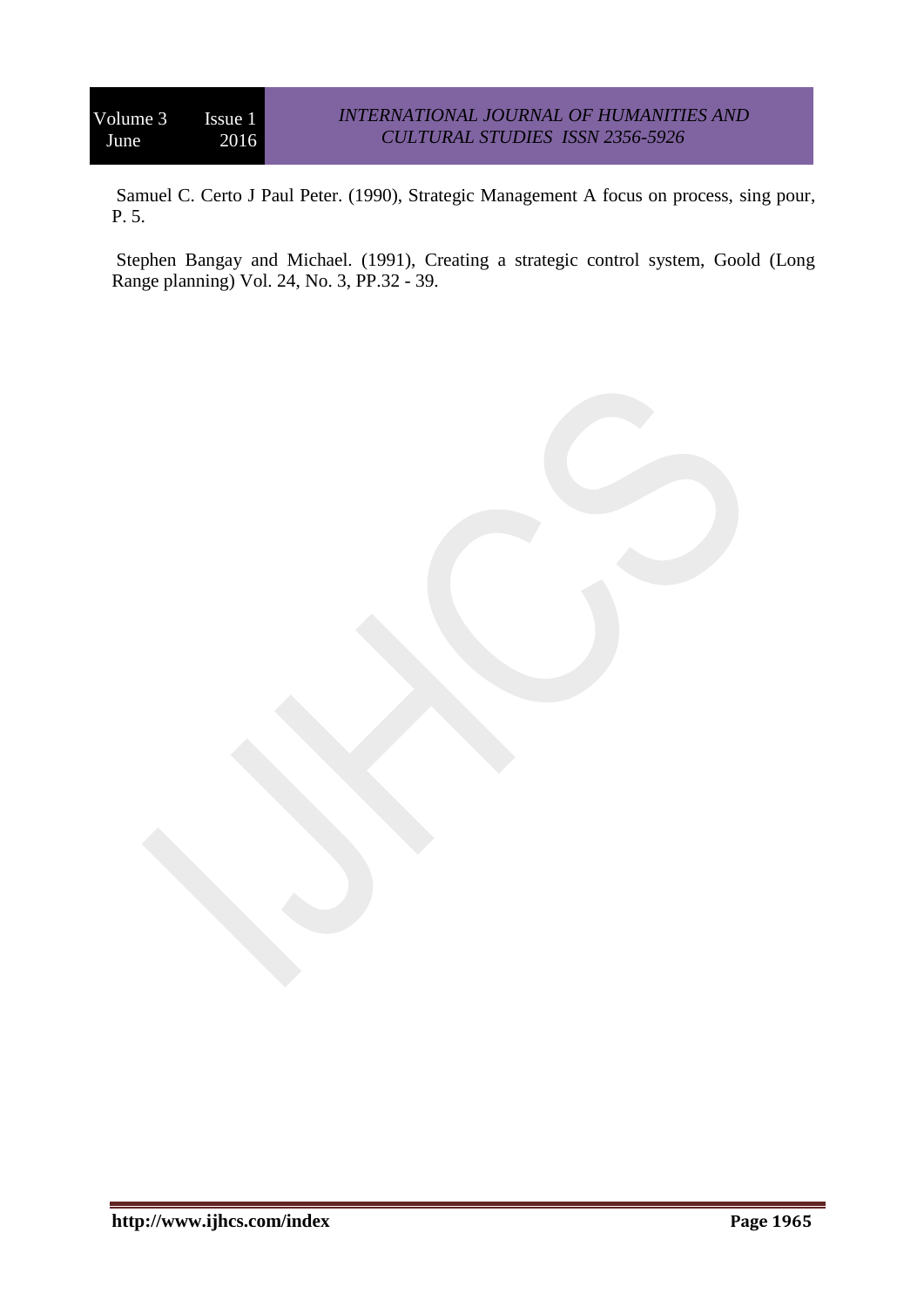Samuel C. Certo J Paul Peter. (1990), Strategic Management A focus on process, sing pour, P. 5.

Stephen Bangay and Michael. (1991), Creating a strategic control system, Goold (Long Range planning) Vol. 24, No. 3, PP.32 - 39.